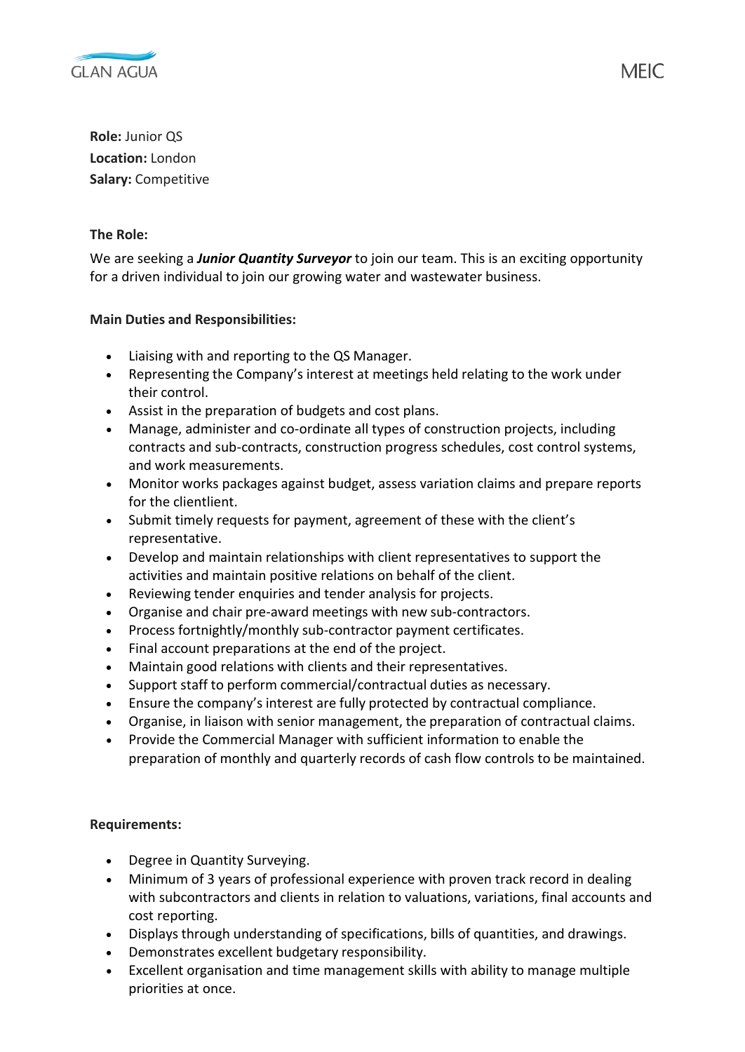**Role:** Junior QS
**Location:** London
**Salary:** Competitive

**The Role:**

We are seeking a ***Junior Quantity Surveyor*** to join our team. This is an exciting opportunity for a driven individual to join our growing water and wastewater business.

**Main Duties and Responsibilities:**

- Liaising with and reporting to the QS Manager.
- Representing the Company's interest at meetings held relating to the work under their control.
- Assist in the preparation of budgets and cost plans.
- Manage, administer and co-ordinate all types of construction projects, including contracts and sub-contracts, construction progress schedules, cost control systems, and work measurements.
- Monitor works packages against budget, assess variation claims and prepare reports for the clientlient.
- Submit timely requests for payment, agreement of these with the client's representative.
- Develop and maintain relationships with client representatives to support the activities and maintain positive relations on behalf of the client.
- Reviewing tender enquiries and tender analysis for projects.
- Organise and chair pre-award meetings with new sub-contractors.
- Process fortnightly/monthly sub-contractor payment certificates.
- Final account preparations at the end of the project.
- Maintain good relations with clients and their representatives.
- Support staff to perform commercial/contractual duties as necessary.
- Ensure the company's interest are fully protected by contractual compliance.
- Organise, in liaison with senior management, the preparation of contractual claims.
- Provide the Commercial Manager with sufficient information to enable the preparation of monthly and quarterly records of cash flow controls to be maintained.

**Requirements:**

- Degree in Quantity Surveying.
- Minimum of 3 years of professional experience with proven track record in dealing with subcontractors and clients in relation to valuations, variations, final accounts and cost reporting.
- Displays through understanding of specifications, bills of quantities, and drawings.
- Demonstrates excellent budgetary responsibility.
- Excellent organisation and time management skills with ability to manage multiple priorities at once.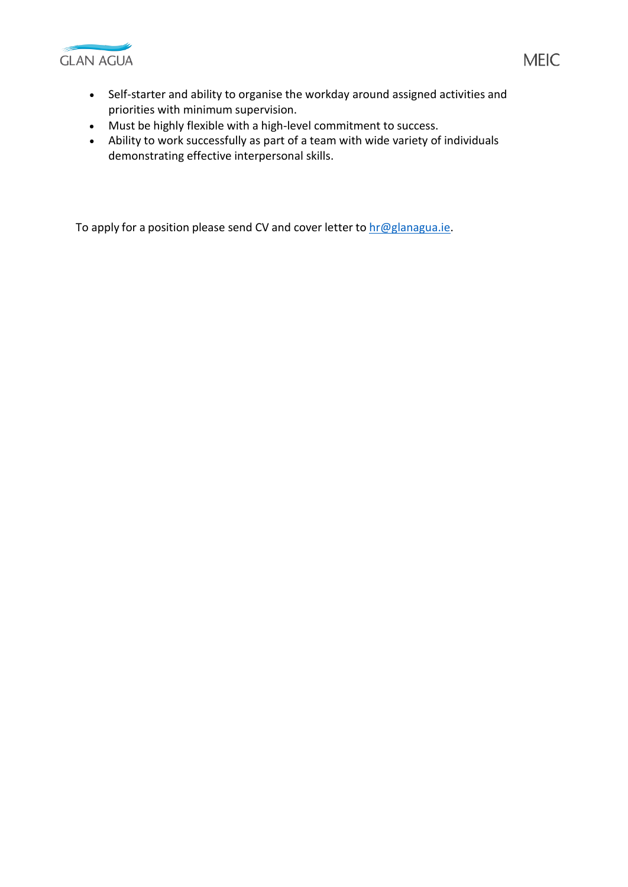- Self-starter and ability to organise the workday around assigned activities and priorities with minimum supervision.
- Must be highly flexible with a high-level commitment to success.
- Ability to work successfully as part of a team with wide variety of individuals demonstrating effective interpersonal skills.

To apply for a position please send CV and cover letter to hr@glanagua.ie.